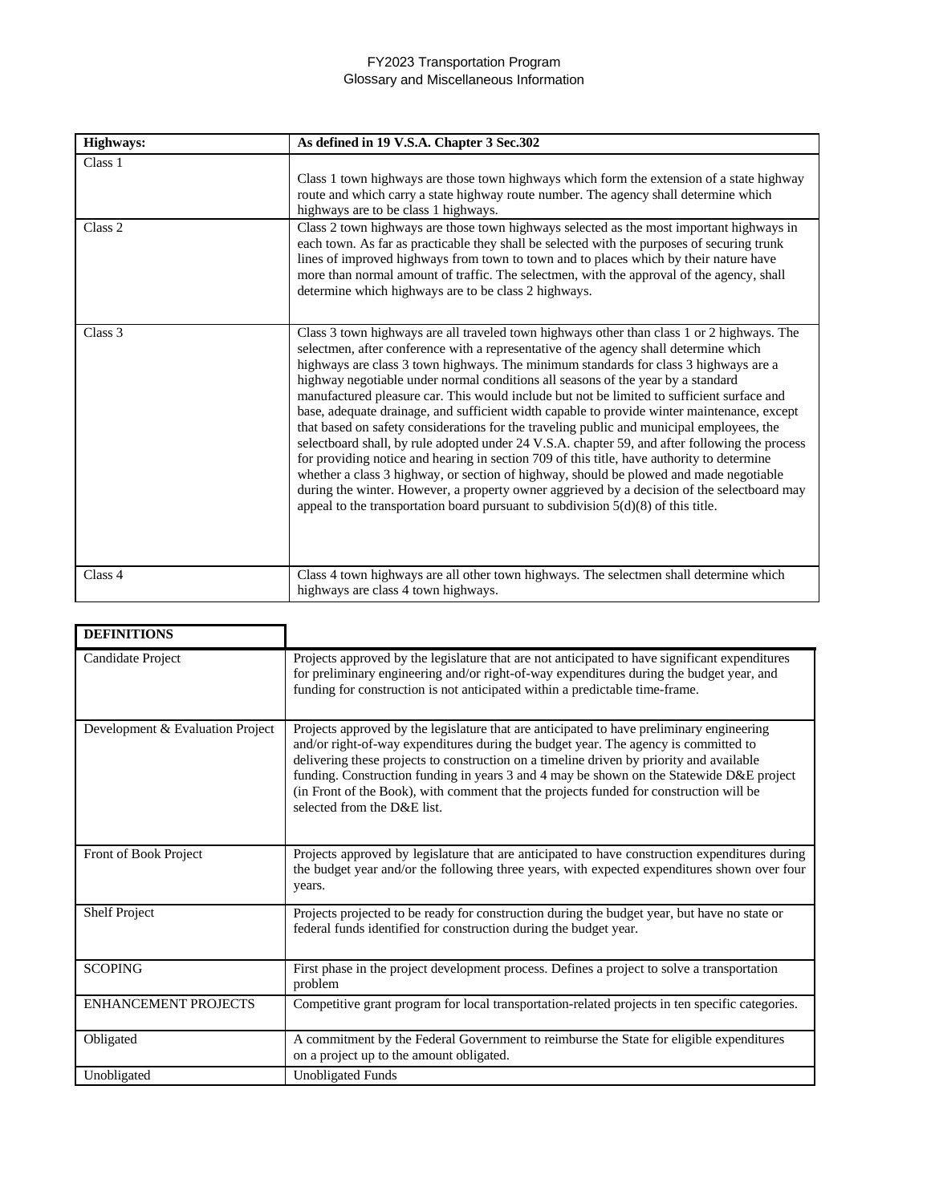# FY2023 Transportation Program
## Glossary and Miscellaneous Information

| Highways: | As defined in 19 V.S.A. Chapter 3 Sec.302 |
|---|---|
| Class 1 | Class 1 town highways are those town highways which form the extension of a state highway route and which carry a state highway route number. The agency shall determine which highways are to be class 1 highways. |
| Class 2 | Class 2 town highways are those town highways selected as the most important highways in each town. As far as practicable they shall be selected with the purposes of securing trunk lines of improved highways from town to town and to places which by their nature have more than normal amount of traffic. The selectmen, with the approval of the agency, shall determine which highways are to be class 2 highways. |
| Class 3 | Class 3 town highways are all traveled town highways other than class 1 or 2 highways. The selectmen, after conference with a representative of the agency shall determine which highways are class 3 town highways. The minimum standards for class 3 highways are a highway negotiable under normal conditions all seasons of the year by a standard manufactured pleasure car. This would include but not be limited to sufficient surface and base, adequate drainage, and sufficient width capable to provide winter maintenance, except that based on safety considerations for the traveling public and municipal employees, the selectboard shall, by rule adopted under 24 V.S.A. chapter 59, and after following the process for providing notice and hearing in section 709 of this title, have authority to determine whether a class 3 highway, or section of highway, should be plowed and made negotiable during the winter. However, a property owner aggrieved by a decision of the selectboard may appeal to the transportation board pursuant to subdivision 5(d)(8) of this title. |
| Class 4 | Class 4 town highways are all other town highways. The selectmen shall determine which highways are class 4 town highways. |

| DEFINITIONS | |
|---|---|
| Candidate Project | Projects approved by the legislature that are not anticipated to have significant expenditures for preliminary engineering and/or right-of-way expenditures during the budget year, and funding for construction is not anticipated within a predictable time-frame. |
| Development & Evaluation Project | Projects approved by the legislature that are anticipated to have preliminary engineering and/or right-of-way expenditures during the budget year. The agency is committed to delivering these projects to construction on a timeline driven by priority and available funding. Construction funding in years 3 and 4 may be shown on the Statewide D&E project (in Front of the Book), with comment that the projects funded for construction will be selected from the D&E list. |
| Front of Book Project | Projects approved by legislature that are anticipated to have construction expenditures during the budget year and/or the following three years, with expected expenditures shown over four years. |
| Shelf Project | Projects projected to be ready for construction during the budget year, but have no state or federal funds identified for construction during the budget year. |
| SCOPING | First phase in the project development process. Defines a project to solve a transportation problem |
| ENHANCEMENT PROJECTS | Competitive grant program for local transportation-related projects in ten specific categories. |
| Obligated | A commitment by the Federal Government to reimburse the State for eligible expenditures on a project up to the amount obligated. |
| Unobligated | Unobligated Funds |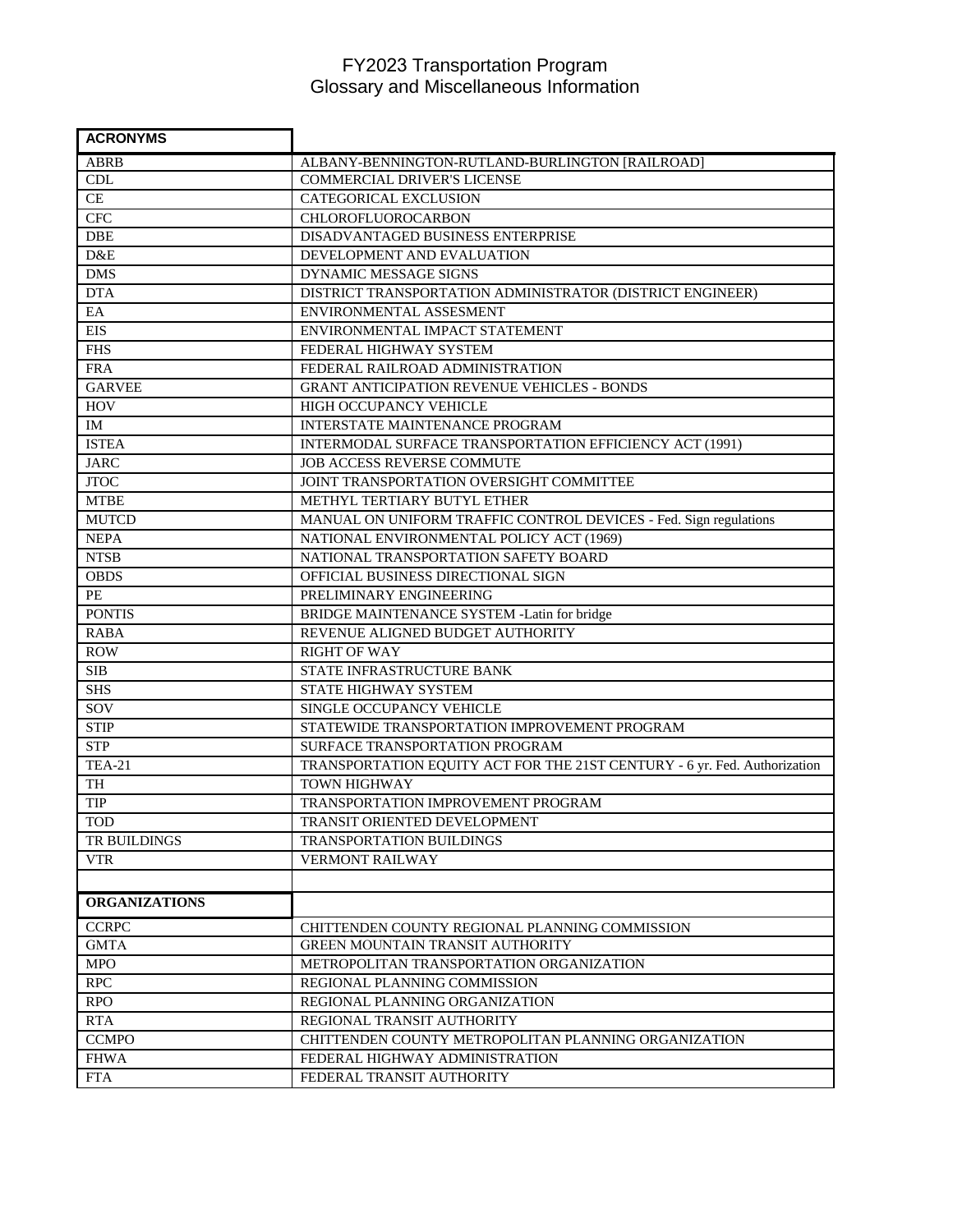# FY2023 Transportation Program
## Glossary and Miscellaneous Information

| ACRONYMS | |
|---|---|
| ABRB | ALBANY-BENNINGTON-RUTLAND-BURLINGTON [RAILROAD] |
| CDL | COMMERCIAL DRIVER'S LICENSE |
| CE | CATEGORICAL EXCLUSION |
| CFC | CHLOROFLUOROCARBON |
| DBE | DISADVANTAGED BUSINESS ENTERPRISE |
| D&E | DEVELOPMENT AND EVALUATION |
| DMS | DYNAMIC MESSAGE SIGNS |
| DTA | DISTRICT TRANSPORTATION ADMINISTRATOR (DISTRICT ENGINEER) |
| EA | ENVIRONMENTAL ASSESMENT |
| EIS | ENVIRONMENTAL IMPACT STATEMENT |
| FHS | FEDERAL HIGHWAY SYSTEM |
| FRA | FEDERAL RAILROAD ADMINISTRATION |
| GARVEE | GRANT ANTICIPATION REVENUE VEHICLES - BONDS |
| HOV | HIGH OCCUPANCY VEHICLE |
| IM | INTERSTATE MAINTENANCE PROGRAM |
| ISTEA | INTERMODAL SURFACE TRANSPORTATION EFFICIENCY ACT (1991) |
| JARC | JOB ACCESS REVERSE COMMUTE |
| JTOC | JOINT TRANSPORTATION OVERSIGHT COMMITTEE |
| MTBE | METHYL TERTIARY BUTYL ETHER |
| MUTCD | MANUAL ON UNIFORM TRAFFIC CONTROL DEVICES - Fed. Sign regulations |
| NEPA | NATIONAL ENVIRONMENTAL POLICY ACT (1969) |
| NTSB | NATIONAL TRANSPORTATION SAFETY BOARD |
| OBDS | OFFICIAL BUSINESS DIRECTIONAL SIGN |
| PE | PRELIMINARY ENGINEERING |
| PONTIS | BRIDGE MAINTENANCE SYSTEM -Latin for bridge |
| RABA | REVENUE ALIGNED BUDGET AUTHORITY |
| ROW | RIGHT OF WAY |
| SIB | STATE INFRASTRUCTURE BANK |
| SHS | STATE HIGHWAY SYSTEM |
| SOV | SINGLE OCCUPANCY VEHICLE |
| STIP | STATEWIDE TRANSPORTATION IMPROVEMENT PROGRAM |
| STP | SURFACE TRANSPORTATION PROGRAM |
| TEA-21 | TRANSPORTATION EQUITY ACT FOR THE 21ST CENTURY - 6 yr. Fed. Authorization |
| TH | TOWN HIGHWAY |
| TIP | TRANSPORTATION IMPROVEMENT PROGRAM |
| TOD | TRANSIT ORIENTED DEVELOPMENT |
| TR BUILDINGS | TRANSPORTATION BUILDINGS |
| VTR | VERMONT RAILWAY |

| ORGANIZATIONS | |
|---|---|
| CCRPC | CHITTENDEN COUNTY REGIONAL PLANNING COMMISSION |
| GMTA | GREEN MOUNTAIN TRANSIT AUTHORITY |
| MPO | METROPOLITAN TRANSPORTATION ORGANIZATION |
| RPC | REGIONAL PLANNING COMMISSION |
| RPO | REGIONAL PLANNING ORGANIZATION |
| RTA | REGIONAL TRANSIT AUTHORITY |
| CCMPO | CHITTENDEN COUNTY METROPOLITAN PLANNING ORGANIZATION |
| FHWA | FEDERAL HIGHWAY ADMINISTRATION |
| FTA | FEDERAL TRANSIT AUTHORITY |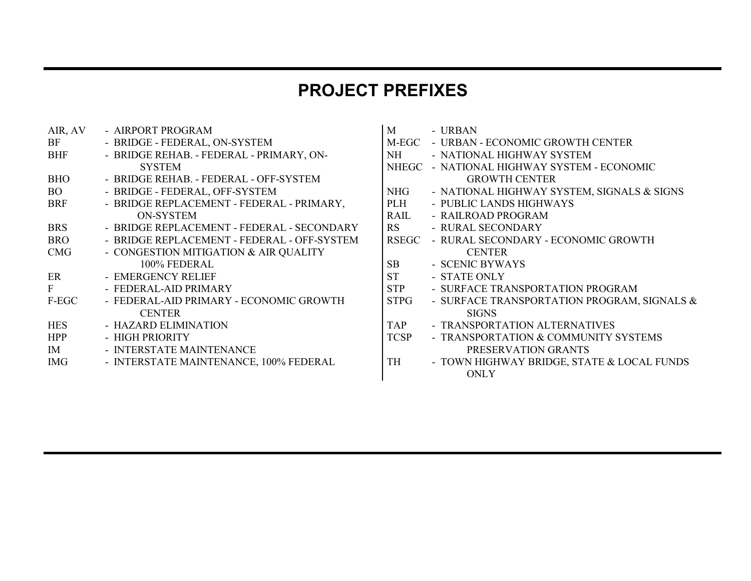# PROJECT PREFIXES

| Prefix | Description |
|---|---|
| AIR, AV | AIRPORT PROGRAM |
| BF | BRIDGE - FEDERAL, ON-SYSTEM |
| BHF | BRIDGE REHAB. - FEDERAL - PRIMARY, ON-SYSTEM |
| BHO | BRIDGE REHAB. - FEDERAL - OFF-SYSTEM |
| BO | BRIDGE - FEDERAL, OFF-SYSTEM |
| BRF | BRIDGE REPLACEMENT - FEDERAL - PRIMARY, ON-SYSTEM |
| BRS | BRIDGE REPLACEMENT - FEDERAL - SECONDARY |
| BRO | BRIDGE REPLACEMENT - FEDERAL - OFF-SYSTEM |
| CMG | CONGESTION MITIGATION & AIR QUALITY 100% FEDERAL |
| ER | EMERGENCY RELIEF |
| F | FEDERAL-AID PRIMARY |
| F-EGC | FEDERAL-AID PRIMARY - ECONOMIC GROWTH CENTER |
| HES | HAZARD ELIMINATION |
| HPP | HIGH PRIORITY |
| IM | INTERSTATE MAINTENANCE |
| IMG | INTERSTATE MAINTENANCE, 100% FEDERAL |
| M | URBAN |
| M-EGC | URBAN - ECONOMIC GROWTH CENTER |
| NH | NATIONAL HIGHWAY SYSTEM |
| NHEGC | NATIONAL HIGHWAY SYSTEM - ECONOMIC GROWTH CENTER |
| NHG | NATIONAL HIGHWAY SYSTEM, SIGNALS & SIGNS |
| PLH | PUBLIC LANDS HIGHWAYS |
| RAIL | RAILROAD PROGRAM |
| RS | RURAL SECONDARY |
| RSEGC | RURAL SECONDARY - ECONOMIC GROWTH CENTER |
| SB | SCENIC BYWAYS |
| ST | STATE ONLY |
| STP | SURFACE TRANSPORTATION PROGRAM |
| STPG | SURFACE TRANSPORTATION PROGRAM, SIGNALS & SIGNS |
| TAP | TRANSPORTATION ALTERNATIVES |
| TCSP | TRANSPORTATION & COMMUNITY SYSTEMS PRESERVATION GRANTS |
| TH | TOWN HIGHWAY BRIDGE, STATE & LOCAL FUNDS ONLY |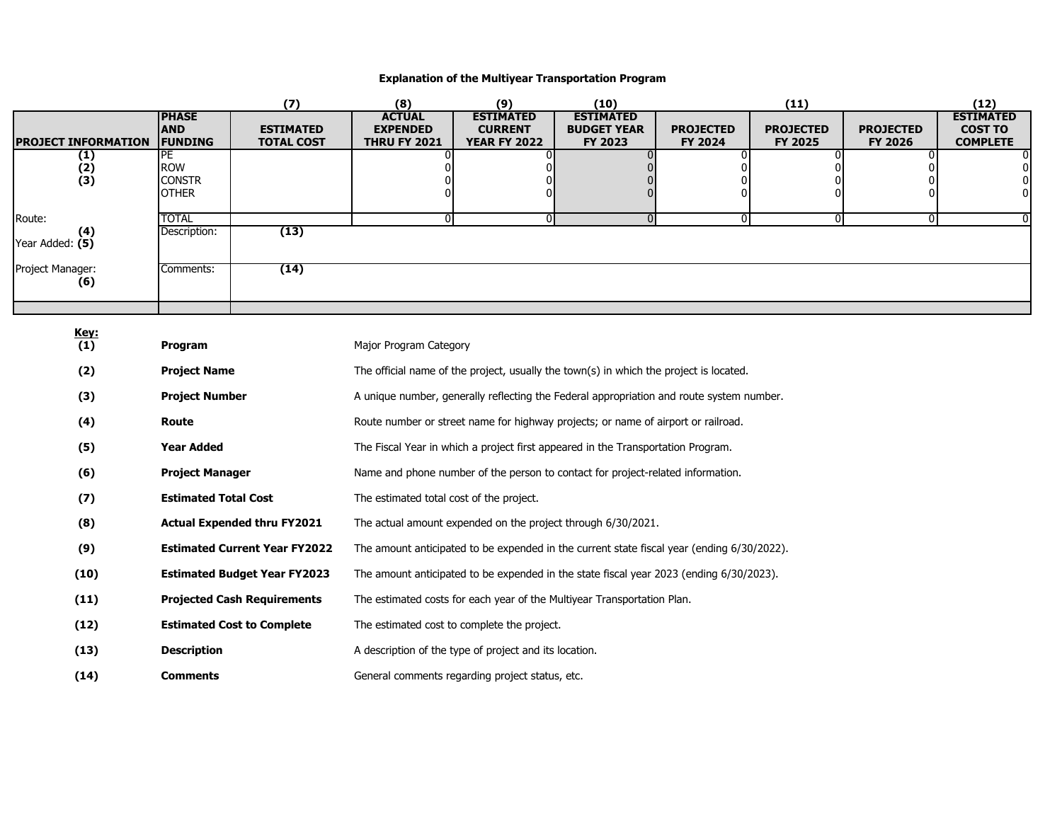### Explanation of the Multiyear Transportation Program

| | | (7) | (8) | (9) | (10) | | (11) | | (12) |
|---|---|---|---|---|---|---|---|---|---|
| **PROJECT INFORMATION** | **PHASE AND FUNDING** | **ESTIMATED TOTAL COST** | **ACTUAL EXPENDED THRU FY 2021** | **ESTIMATED CURRENT YEAR FY 2022** | **ESTIMATED BUDGET YEAR FY 2023** | **PROJECTED FY 2024** | **PROJECTED FY 2025** | **PROJECTED FY 2026** | **ESTIMATED COST TO COMPLETE** |
| **(1)** | PE | | 0 | 0 | 0 | 0 | 0 | 0 | 0 |
| **(2)** | ROW | | 0 | 0 | 0 | 0 | 0 | 0 | 0 |
| **(3)** | CONSTR | | 0 | 0 | 0 | 0 | 0 | 0 | 0 |
| | OTHER | | 0 | 0 | 0 | 0 | 0 | 0 | 0 |
| Route: | TOTAL | | 0 | 0 | 0 | 0 | 0 | 0 | 0 |
| **(4)** Year Added: **(5)** | Description: | **(13)** | | | | | | | |
| Project Manager: **(6)** | Comments: | **(14)** | | | | | | | |

**Key:**

| | | |
|---|---|---|
| **(1)** | **Program** | Major Program Category |
| **(2)** | **Project Name** | The official name of the project, usually the town(s) in which the project is located. |
| **(3)** | **Project Number** | A unique number, generally reflecting the Federal appropriation and route system number. |
| **(4)** | **Route** | Route number or street name for highway projects; or name of airport or railroad. |
| **(5)** | **Year Added** | The Fiscal Year in which a project first appeared in the Transportation Program. |
| **(6)** | **Project Manager** | Name and phone number of the person to contact for project-related information. |
| **(7)** | **Estimated Total Cost** | The estimated total cost of the project. |
| **(8)** | **Actual Expended thru FY2021** | The actual amount expended on the project through 6/30/2021. |
| **(9)** | **Estimated Current Year FY2022** | The amount anticipated to be expended in the current state fiscal year (ending 6/30/2022). |
| **(10)** | **Estimated Budget Year FY2023** | The amount anticipated to be expended in the state fiscal year 2023 (ending 6/30/2023). |
| **(11)** | **Projected Cash Requirements** | The estimated costs for each year of the Multiyear Transportation Plan. |
| **(12)** | **Estimated Cost to Complete** | The estimated cost to complete the project. |
| **(13)** | **Description** | A description of the type of project and its location. |
| **(14)** | **Comments** | General comments regarding project status, etc. |